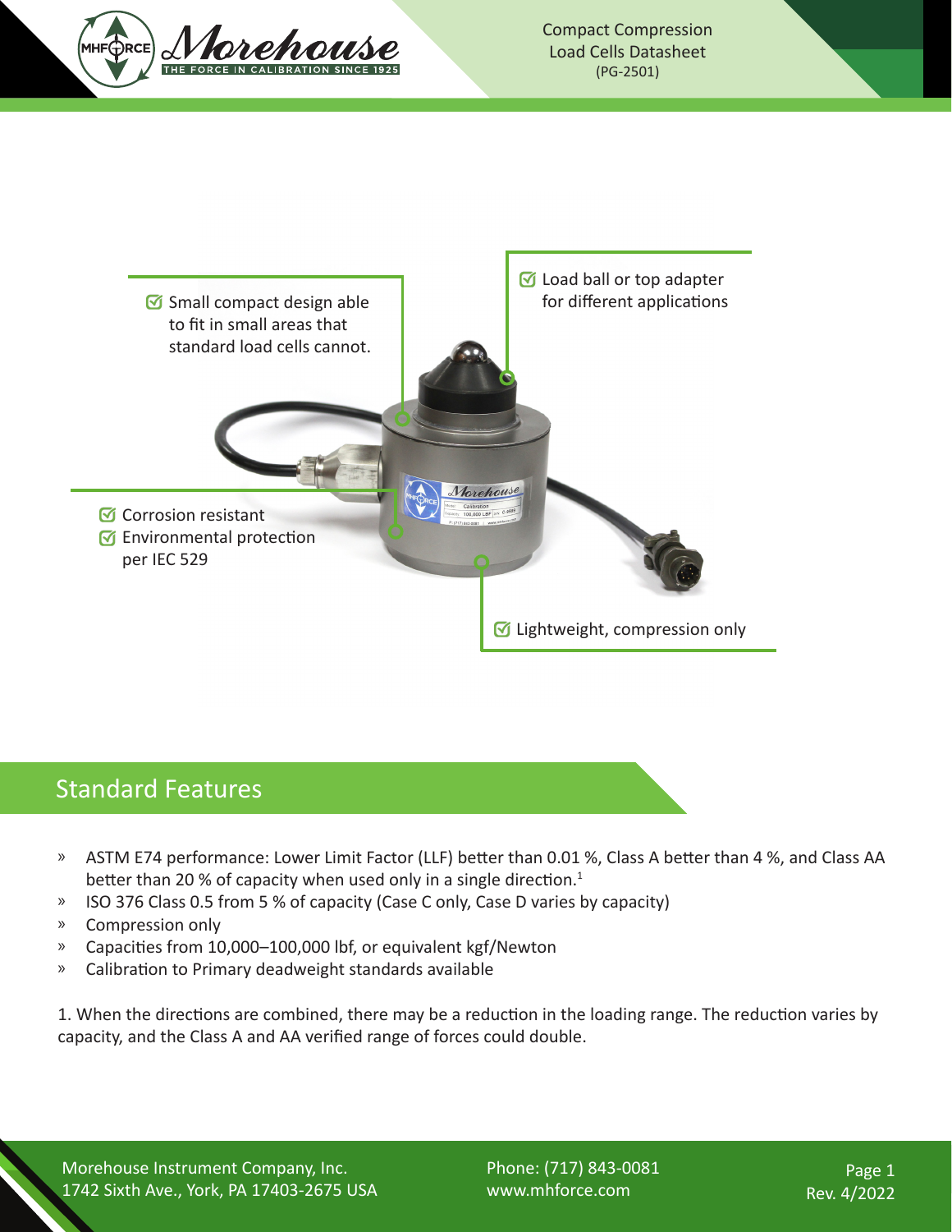# Compact Compression Load Cells Datasheet

(PG-2501)

- Small compact design able to fit in small areas that standard load cells cannot.
- Load ball or top adapter for different applications
- Corrosion resistant
- Environmental protection per IEC 529
- Lightweight, compression only

## Standard Features

- ASTM E74 performance: Lower Limit Factor (LLF) better than 0.01 %, Class A better than 4 %, and Class AA better than 20 % of capacity when used only in a single direction.[1]
- ISO 376 Class 0.5 from 5 % of capacity (Case C only, Case D varies by capacity)
- Compression only
- Capacities from 10,000–100,000 lbf, or equivalent kgf/Newton
- Calibration to Primary deadweight standards available

1. When the directions are combined, there may be a reduction in the loading range. The reduction varies by capacity, and the Class A and AA verified range of forces could double.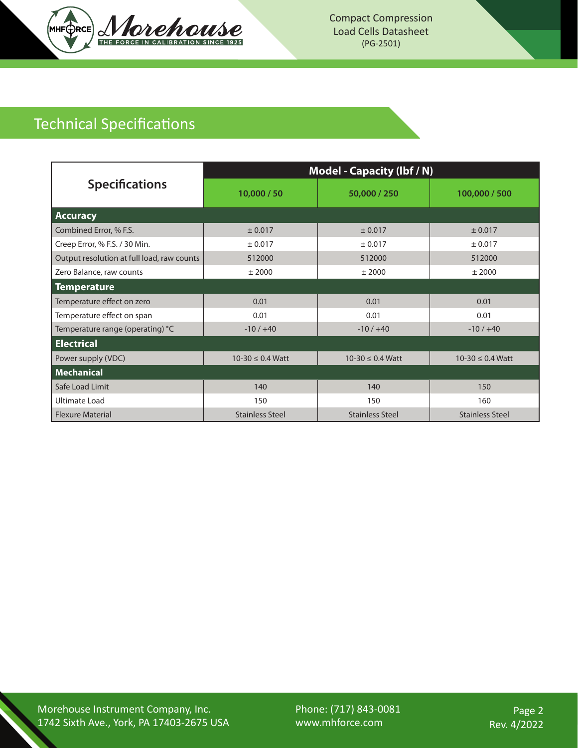## Technical Specifications

| Specifications | Model - Capacity (lbf / N) | | |
|---|---|---|---|
| | 10,000 / 50 | 50,000 / 250 | 100,000 / 500 |
| **Accuracy** | | | |
| Combined Error, % F.S. | ± 0.017 | ± 0.017 | ± 0.017 |
| Creep Error, % F.S. / 30 Min. | ± 0.017 | ± 0.017 | ± 0.017 |
| Output resolution at full load, raw counts | 512000 | 512000 | 512000 |
| Zero Balance, raw counts | ± 2000 | ± 2000 | ± 2000 |
| **Temperature** | | | |
| Temperature effect on zero | 0.01 | 0.01 | 0.01 |
| Temperature effect on span | 0.01 | 0.01 | 0.01 |
| Temperature range (operating) °C | -10 / +40 | -10 / +40 | -10 / +40 |
| **Electrical** | | | |
| Power supply (VDC) | 10-30 ≤ 0.4 Watt | 10-30 ≤ 0.4 Watt | 10-30 ≤ 0.4 Watt |
| **Mechanical** | | | |
| Safe Load Limit | 140 | 140 | 150 |
| Ultimate Load | 150 | 150 | 160 |
| Flexure Material | Stainless Steel | Stainless Steel | Stainless Steel |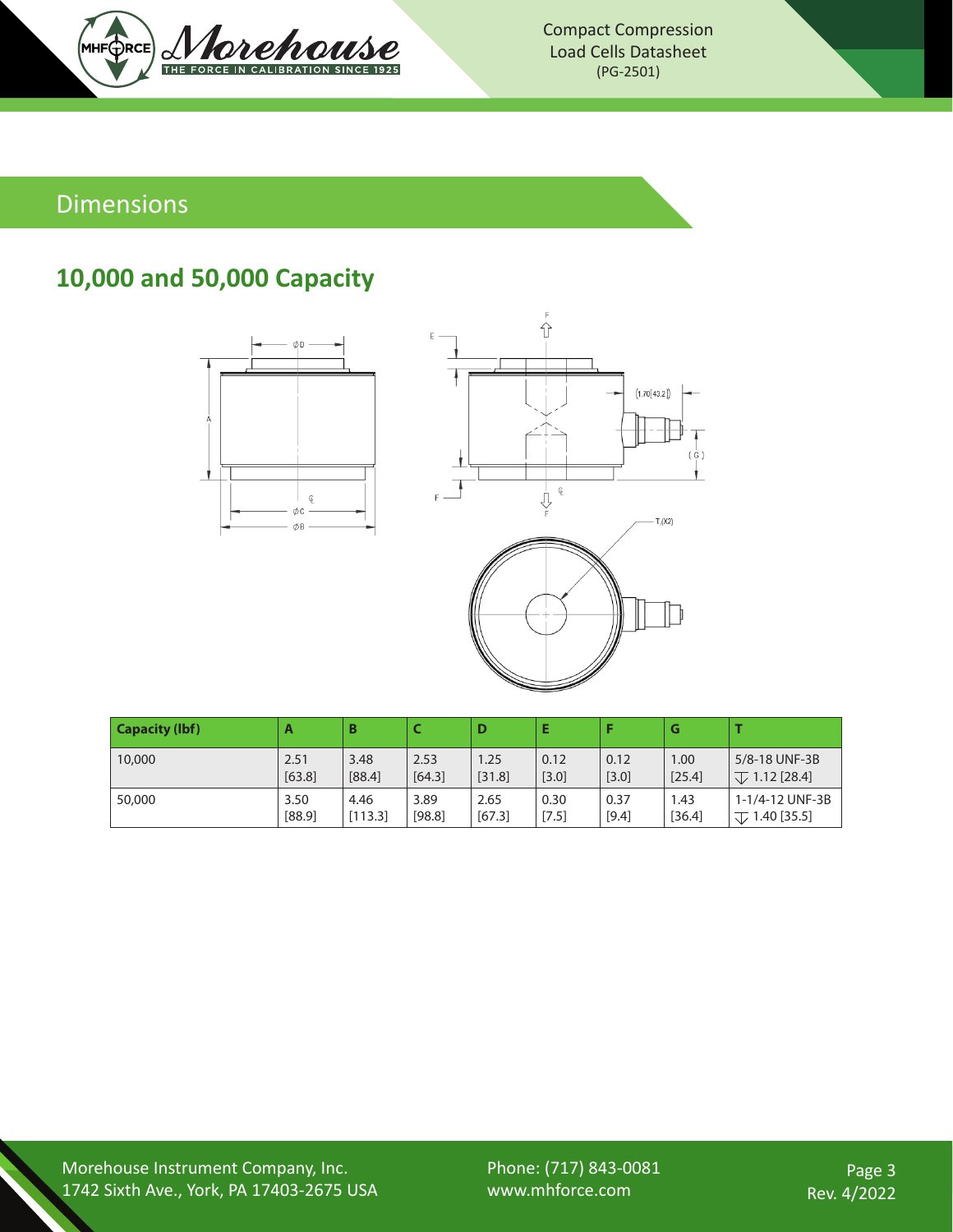## Dimensions

### 10,000 and 50,000 Capacity

| Capacity (lbf) | A | B | C | D | E | F | G | T |
|---|---|---|---|---|---|---|---|---|
| 10,000 | 2.51 [63.8] | 3.48 [88.4] | 2.53 [64.3] | 1.25 [31.8] | 0.12 [3.0] | 0.12 [3.0] | 1.00 [25.4] | 5/8-18 UNF-3B ⩛ 1.12 [28.4] |
| 50,000 | 3.50 [88.9] | 4.46 [113.3] | 3.89 [98.8] | 2.65 [67.3] | 0.30 [7.5] | 0.37 [9.4] | 1.43 [36.4] | 1-1/4-12 UNF-3B ⩛ 1.40 [35.5] |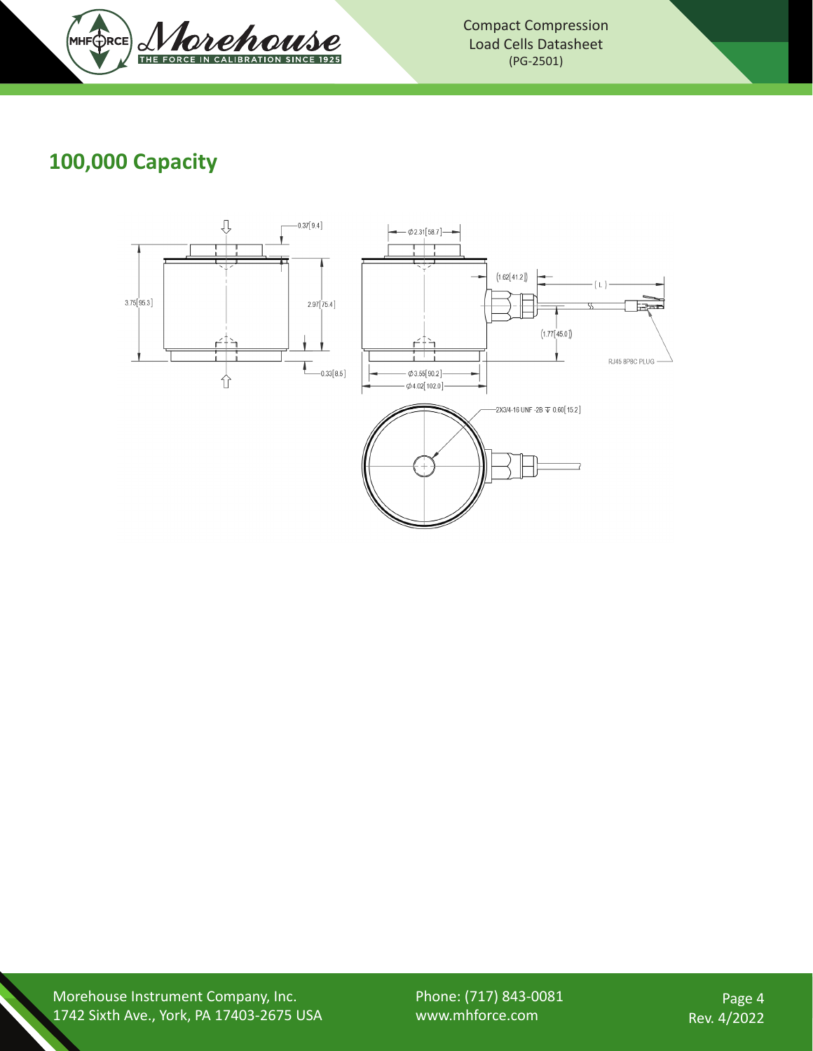## 100,000 Capacity

0.37[9.4]

Ø2.31[58.7]

3.75[95.3]

2.97[75.4]

(1.62[41.2])

(L)

(1.77[45.0])

RJ45 8P8C PLUG

0.33[8.5]

Ø3.55[90.2]

Ø4.02[102.0]

2X3/4-16 UNF -2B ⊽ 0.60[15.2]